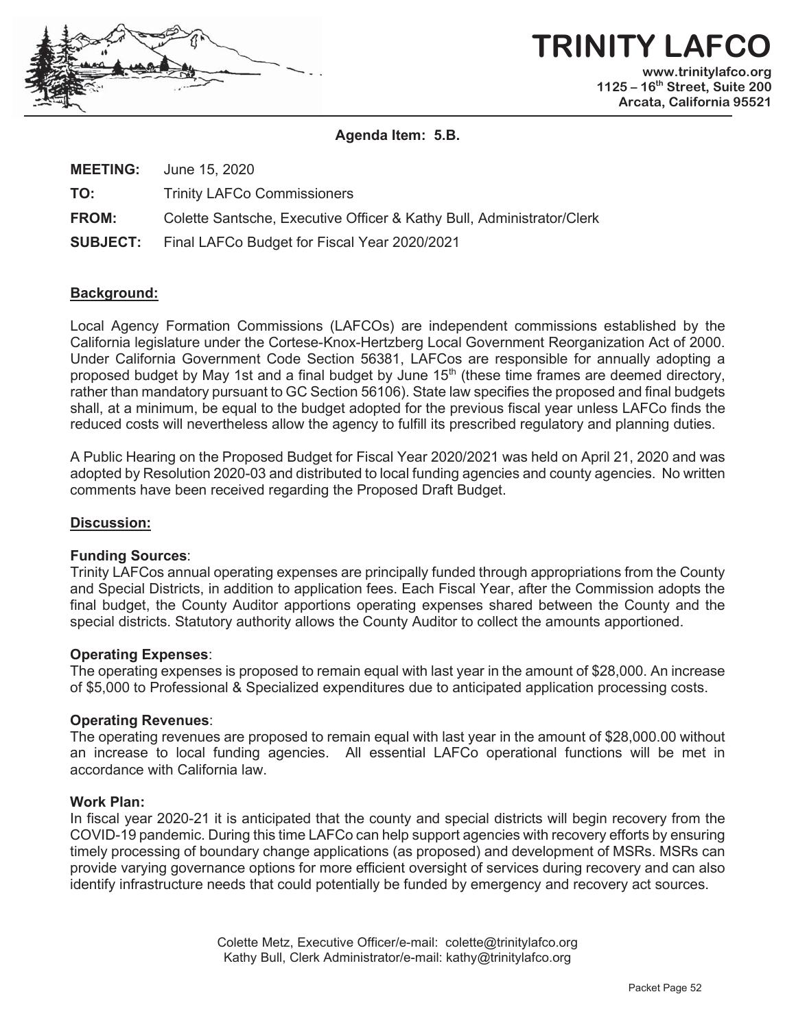# TRINITY LAFCO

**www.trinitylafco.org**
**1125 – 16th Street, Suite 200**
**Arcata, California 95521**

**Agenda Item: 5.B.**

**MEETING:** June 15, 2020

**TO:** Trinity LAFCo Commissioners

**FROM:** Colette Santsche, Executive Officer & Kathy Bull, Administrator/Clerk

**SUBJECT:** Final LAFCo Budget for Fiscal Year 2020/2021

## Background:

Local Agency Formation Commissions (LAFCOs) are independent commissions established by the California legislature under the Cortese-Knox-Hertzberg Local Government Reorganization Act of 2000. Under California Government Code Section 56381, LAFCos are responsible for annually adopting a proposed budget by May 1st and a final budget by June 15th (these time frames are deemed directory, rather than mandatory pursuant to GC Section 56106). State law specifies the proposed and final budgets shall, at a minimum, be equal to the budget adopted for the previous fiscal year unless LAFCo finds the reduced costs will nevertheless allow the agency to fulfill its prescribed regulatory and planning duties.

A Public Hearing on the Proposed Budget for Fiscal Year 2020/2021 was held on April 21, 2020 and was adopted by Resolution 2020-03 and distributed to local funding agencies and county agencies. No written comments have been received regarding the Proposed Draft Budget.

## Discussion:

**Funding Sources**:
Trinity LAFCos annual operating expenses are principally funded through appropriations from the County and Special Districts, in addition to application fees. Each Fiscal Year, after the Commission adopts the final budget, the County Auditor apportions operating expenses shared between the County and the special districts. Statutory authority allows the County Auditor to collect the amounts apportioned.

**Operating Expenses**:
The operating expenses is proposed to remain equal with last year in the amount of $28,000. An increase of $5,000 to Professional & Specialized expenditures due to anticipated application processing costs.

**Operating Revenues**:
The operating revenues are proposed to remain equal with last year in the amount of $28,000.00 without an increase to local funding agencies. All essential LAFCo operational functions will be met in accordance with California law.

**Work Plan:**
In fiscal year 2020-21 it is anticipated that the county and special districts will begin recovery from the COVID-19 pandemic. During this time LAFCo can help support agencies with recovery efforts by ensuring timely processing of boundary change applications (as proposed) and development of MSRs. MSRs can provide varying governance options for more efficient oversight of services during recovery and can also identify infrastructure needs that could potentially be funded by emergency and recovery act sources.

Colette Metz, Executive Officer/e-mail: colette@trinitylafco.org
Kathy Bull, Clerk Administrator/e-mail: kathy@trinitylafco.org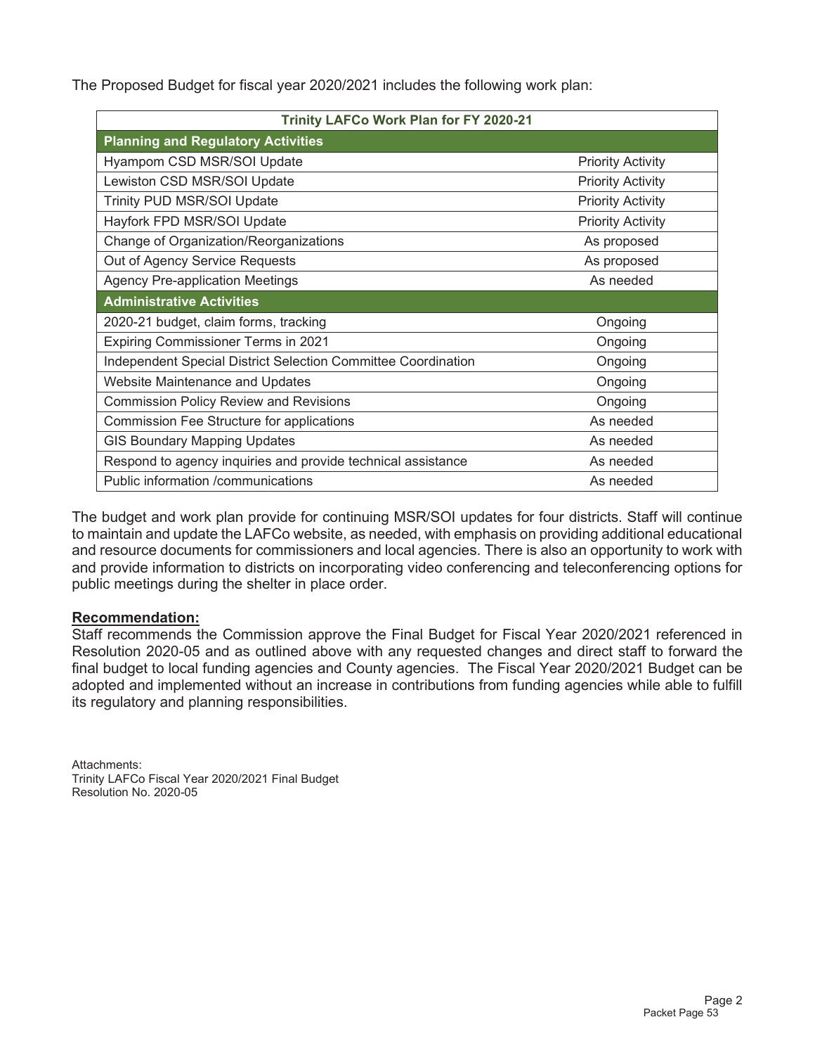The Proposed Budget for fiscal year 2020/2021 includes the following work plan:

| Trinity LAFCo Work Plan for FY 2020-21 | |
|---|---|
| **Planning and Regulatory Activities** | |
| Hyampom CSD MSR/SOI Update | Priority Activity |
| Lewiston CSD MSR/SOI Update | Priority Activity |
| Trinity PUD MSR/SOI Update | Priority Activity |
| Hayfork FPD MSR/SOI Update | Priority Activity |
| Change of Organization/Reorganizations | As proposed |
| Out of Agency Service Requests | As proposed |
| Agency Pre-application Meetings | As needed |
| **Administrative Activities** | |
| 2020-21 budget, claim forms, tracking | Ongoing |
| Expiring Commissioner Terms in 2021 | Ongoing |
| Independent Special District Selection Committee Coordination | Ongoing |
| Website Maintenance and Updates | Ongoing |
| Commission Policy Review and Revisions | Ongoing |
| Commission Fee Structure for applications | As needed |
| GIS Boundary Mapping Updates | As needed |
| Respond to agency inquiries and provide technical assistance | As needed |
| Public information /communications | As needed |

The budget and work plan provide for continuing MSR/SOI updates for four districts. Staff will continue to maintain and update the LAFCo website, as needed, with emphasis on providing additional educational and resource documents for commissioners and local agencies. There is also an opportunity to work with and provide information to districts on incorporating video conferencing and teleconferencing options for public meetings during the shelter in place order.

**Recommendation:**

Staff recommends the Commission approve the Final Budget for Fiscal Year 2020/2021 referenced in Resolution 2020-05 and as outlined above with any requested changes and direct staff to forward the final budget to local funding agencies and County agencies. The Fiscal Year 2020/2021 Budget can be adopted and implemented without an increase in contributions from funding agencies while able to fulfill its regulatory and planning responsibilities.

Attachments:
Trinity LAFCo Fiscal Year 2020/2021 Final Budget
Resolution No. 2020-05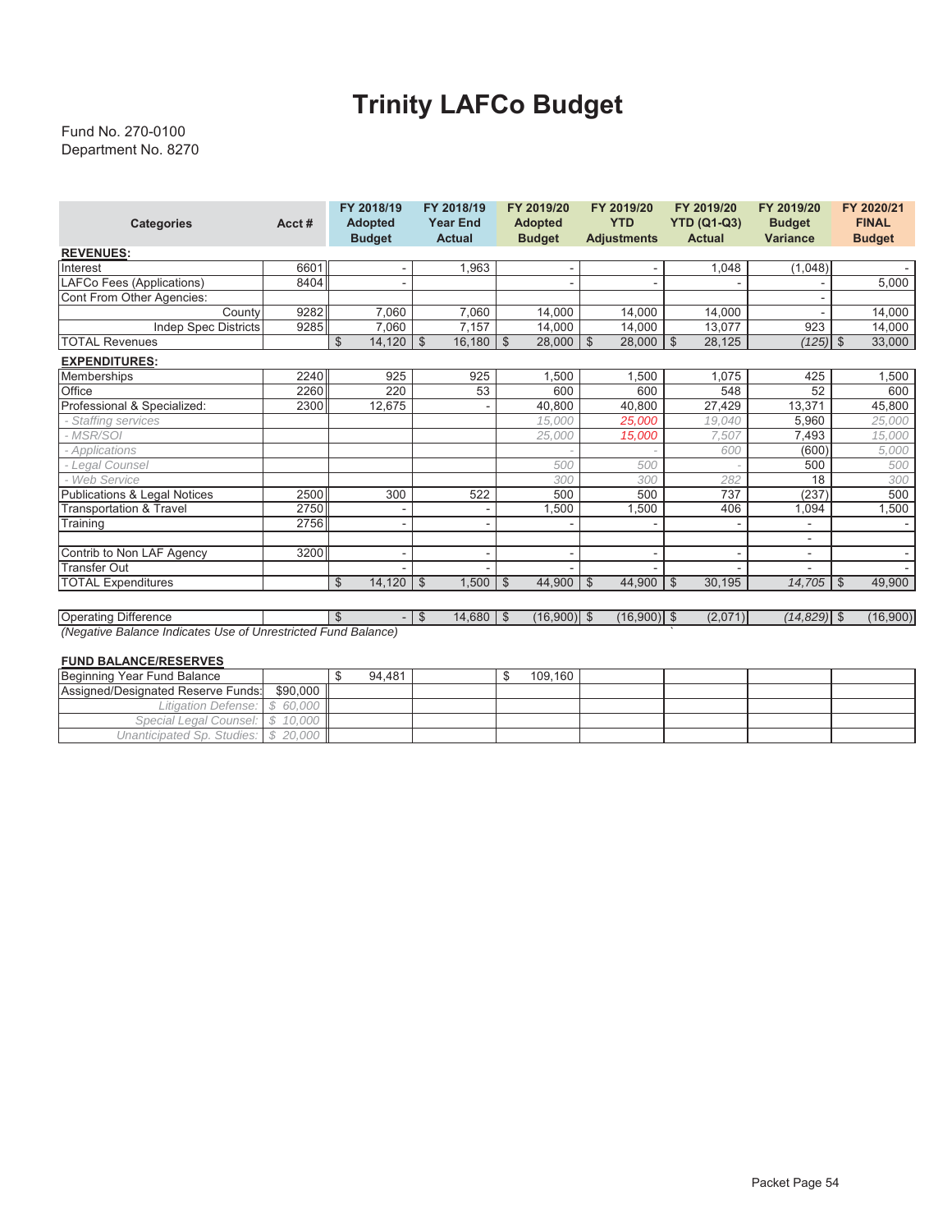# Trinity LAFCo Budget

Fund No. 270-0100
Department No. 8270

| Categories | Acct # | FY 2018/19 Adopted Budget | FY 2018/19 Year End Actual | FY 2019/20 Adopted Budget | FY 2019/20 YTD Adjustments | FY 2019/20 YTD (Q1-Q3) Actual | FY 2019/20 Budget Variance | FY 2020/21 FINAL Budget |
|---|---|---|---|---|---|---|---|---|
| **REVENUES:** | | | | | | | | |
| Interest | 6601 | - | 1,963 | - | - | 1,048 | (1,048) | - |
| LAFCo Fees (Applications) | 8404 | - | | - | - | - | - | 5,000 |
| Cont From Other Agencies: | | | | | | | - | |
| County | 9282 | 7,060 | 7,060 | 14,000 | 14,000 | 14,000 | - | 14,000 |
| Indep Spec Districts | 9285 | 7,060 | 7,157 | 14,000 | 14,000 | 13,077 | 923 | 14,000 |
| TOTAL Revenues | | $ 14,120 | $ 16,180 | $ 28,000 | $ 28,000 | $ 28,125 | *(125)* | $ 33,000 |
| **EXPENDITURES:** | | | | | | | | |
| Memberships | 2240 | 925 | 925 | 1,500 | 1,500 | 1,075 | 425 | 1,500 |
| Office | 2260 | 220 | 53 | 600 | 600 | 548 | 52 | 600 |
| Professional & Specialized: | 2300 | 12,675 | - | 40,800 | 40,800 | 27,429 | 13,371 | 45,800 |
| *- Staffing services* | | | | *15,000* | *25,000* | *19,040* | 5,960 | *25,000* |
| *- MSR/SOI* | | | | *25,000* | *15,000* | *7,507* | 7,493 | *15,000* |
| *- Applications* | | | | - | - | *600* | (600) | *5,000* |
| *- Legal Counsel* | | | | *500* | *500* | - | 500 | *500* |
| *- Web Service* | | | | *300* | *300* | *282* | 18 | *300* |
| Publications & Legal Notices | 2500 | 300 | 522 | 500 | 500 | 737 | (237) | 500 |
| Transportation & Travel | 2750 | - | - | 1,500 | 1,500 | 406 | 1,094 | 1,500 |
| Training | 2756 | - | - | - | - | - | - | - |
| | | | | | | | - | |
| Contrib to Non LAF Agency | 3200 | - | - | - | - | - | - | - |
| Transfer Out | | - | - | - | - | - | - | - |
| TOTAL Expenditures | | $ 14,120 | $ 1,500 | $ 44,900 | $ 44,900 | $ 30,195 | *14,705* | $ 49,900 |
| | | | | | | | | |
| Operating Difference | | $ - | $ 14,680 | $ (16,900) | $ (16,900) | $ (2,071) | *(14,829)* | $ (16,900) |

*(Negative Balance Indicates Use of Unrestricted Fund Balance)*

**FUND BALANCE/RESERVES**

| | | | | | | | | |
|---|---|---|---|---|---|---|---|---|
| Beginning Year Fund Balance | | $ 94,481 | | $ 109,160 | | | | |
| Assigned/Designated Reserve Funds: | $90,000 | | | | | | | |
| *Litigation Defense:* | *$ 60,000* | | | | | | | |
| *Special Legal Counsel:* | *$ 10,000* | | | | | | | |
| *Unanticipated Sp. Studies:* | *$ 20,000* | | | | | | | |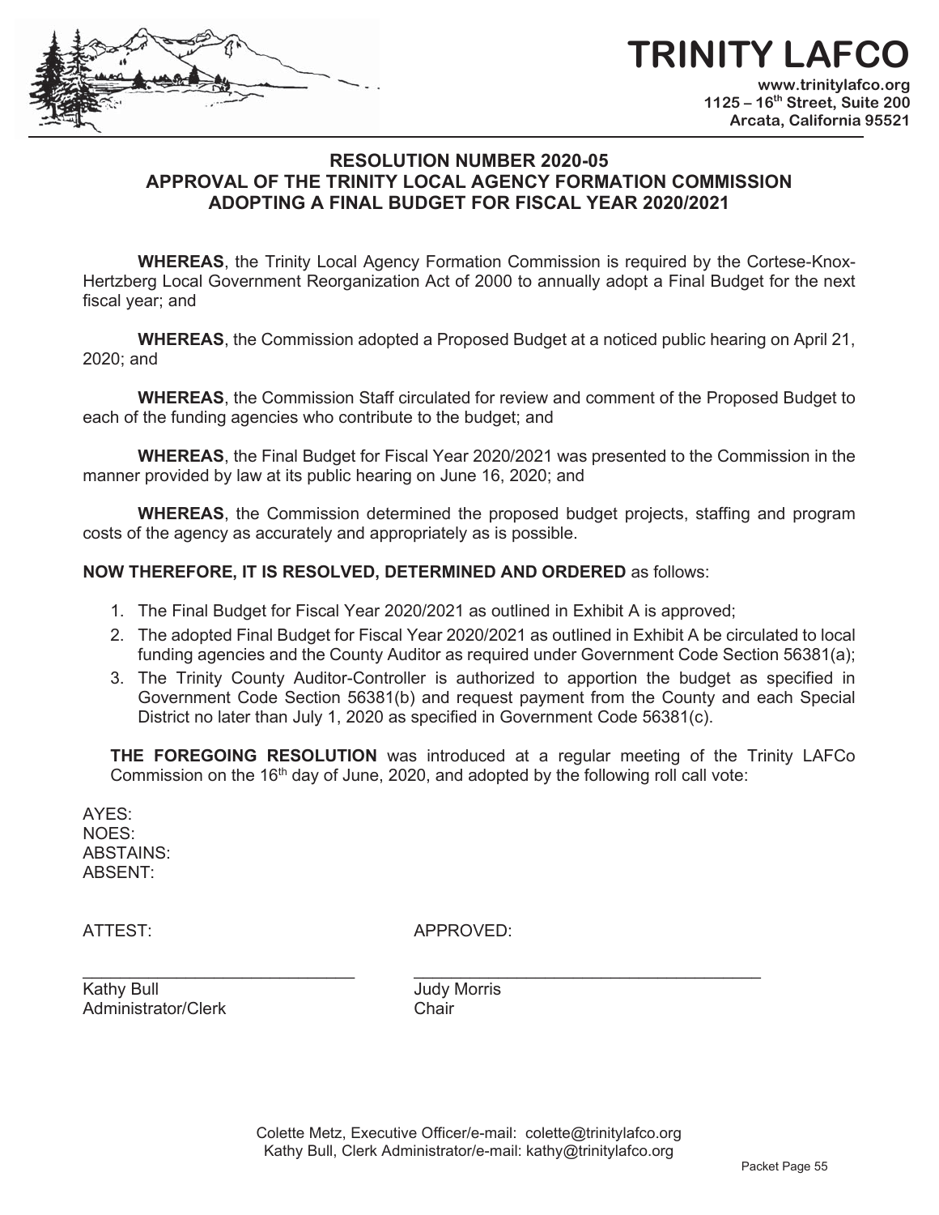# TRINITY LAFCO

www.trinitylafco.org
1125 – 16th Street, Suite 200
Arcata, California 95521

## RESOLUTION NUMBER 2020-05
## APPROVAL OF THE TRINITY LOCAL AGENCY FORMATION COMMISSION ADOPTING A FINAL BUDGET FOR FISCAL YEAR 2020/2021

**WHEREAS**, the Trinity Local Agency Formation Commission is required by the Cortese-Knox-Hertzberg Local Government Reorganization Act of 2000 to annually adopt a Final Budget for the next fiscal year; and

**WHEREAS**, the Commission adopted a Proposed Budget at a noticed public hearing on April 21, 2020; and

**WHEREAS**, the Commission Staff circulated for review and comment of the Proposed Budget to each of the funding agencies who contribute to the budget; and

**WHEREAS**, the Final Budget for Fiscal Year 2020/2021 was presented to the Commission in the manner provided by law at its public hearing on June 16, 2020; and

**WHEREAS**, the Commission determined the proposed budget projects, staffing and program costs of the agency as accurately and appropriately as is possible.

**NOW THEREFORE, IT IS RESOLVED, DETERMINED AND ORDERED** as follows:

1. The Final Budget for Fiscal Year 2020/2021 as outlined in Exhibit A is approved;
2. The adopted Final Budget for Fiscal Year 2020/2021 as outlined in Exhibit A be circulated to local funding agencies and the County Auditor as required under Government Code Section 56381(a);
3. The Trinity County Auditor-Controller is authorized to apportion the budget as specified in Government Code Section 56381(b) and request payment from the County and each Special District no later than July 1, 2020 as specified in Government Code 56381(c).

**THE FOREGOING RESOLUTION** was introduced at a regular meeting of the Trinity LAFCo Commission on the 16th day of June, 2020, and adopted by the following roll call vote:

AYES:
NOES:
ABSTAINS:
ABSENT:

ATTEST: APPROVED:

\_\_\_\_\_\_\_\_\_\_\_\_\_\_\_\_\_\_\_\_\_\_\_\_\_\_\_\_\_\_ \_\_\_\_\_\_\_\_\_\_\_\_\_\_\_\_\_\_\_\_\_\_\_\_\_\_\_\_\_\_\_\_\_\_\_\_\_\_

Kathy Bull
Administrator/Clerk

Judy Morris
Chair

Colette Metz, Executive Officer/e-mail: colette@trinitylafco.org
Kathy Bull, Clerk Administrator/e-mail: kathy@trinitylafco.org